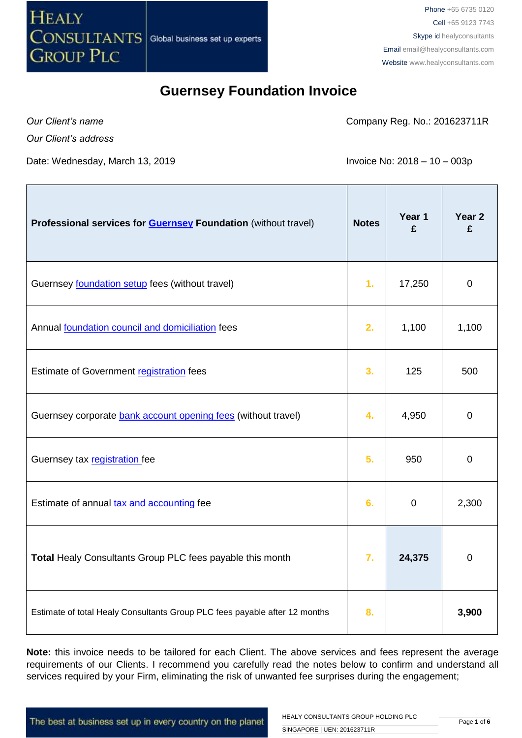# Guernsey Foundation Invoice

*Our Client's name*

*Our Client's address*

Company Reg. No.: 201623711R

Date: Wednesday, March 13, 2019

Invoice No: 2018 – 10 – 003p

| **Professional services for Guernsey Foundation** (without travel) | **Notes** | **Year 1 £** | **Year 2 £** |
|---|---|---|---|
| Guernsey foundation setup fees (without travel) | 1. | 17,250 | 0 |
| Annual foundation council and domiciliation fees | 2. | 1,100 | 1,100 |
| Estimate of Government registration fees | 3. | 125 | 500 |
| Guernsey corporate bank account opening fees (without travel) | 4. | 4,950 | 0 |
| Guernsey tax registration fee | 5. | 950 | 0 |
| Estimate of annual tax and accounting fee | 6. | 0 | 2,300 |
| **Total** Healy Consultants Group PLC fees payable this month | 7. | **24,375** | 0 |
| Estimate of total Healy Consultants Group PLC fees payable after 12 months | 8. | | **3,900** |

**Note:** this invoice needs to be tailored for each Client. The above services and fees represent the average requirements of our Clients. I recommend you carefully read the notes below to confirm and understand all services required by your Firm, eliminating the risk of unwanted fee surprises during the engagement;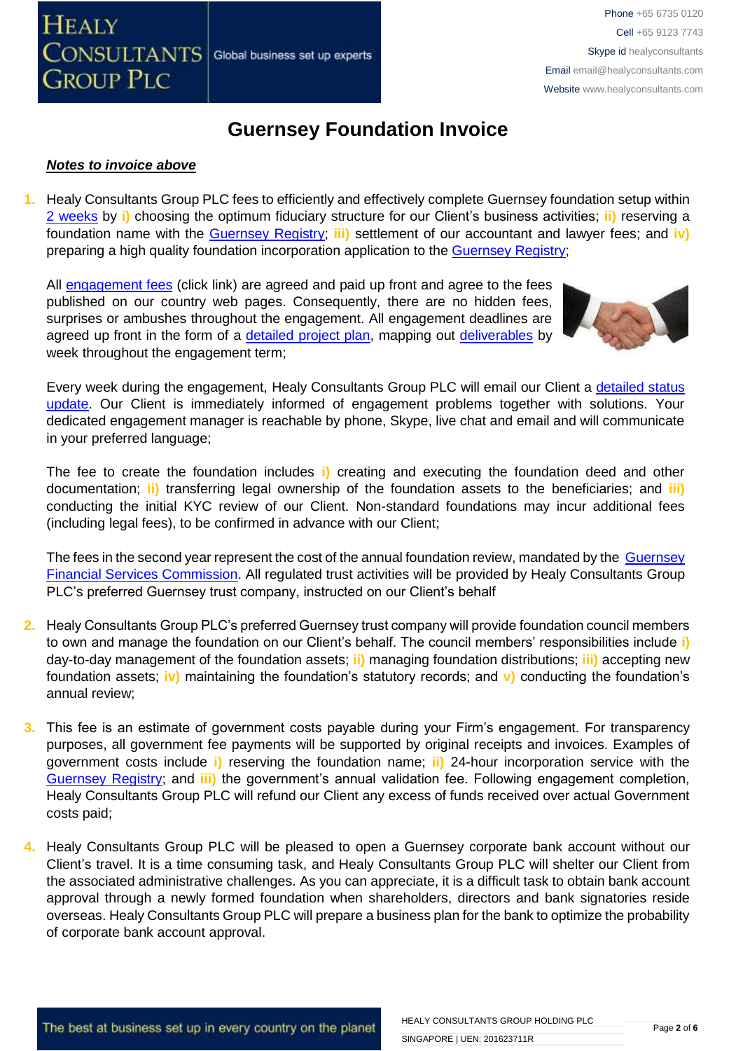# Guernsey Foundation Invoice

***Notes to invoice above***

1. Healy Consultants Group PLC fees to efficiently and effectively complete Guernsey foundation setup within 2 weeks by **i)** choosing the optimum fiduciary structure for our Client's business activities; **ii)** reserving a foundation name with the Guernsey Registry; **iii)** settlement of our accountant and lawyer fees; and **iv)** preparing a high quality foundation incorporation application to the Guernsey Registry;

   All engagement fees (click link) are agreed and paid up front and agree to the fees published on our country web pages. Consequently, there are no hidden fees, surprises or ambushes throughout the engagement. All engagement deadlines are agreed up front in the form of a detailed project plan, mapping out deliverables by week throughout the engagement term;

   Every week during the engagement, Healy Consultants Group PLC will email our Client a detailed status update. Our Client is immediately informed of engagement problems together with solutions. Your dedicated engagement manager is reachable by phone, Skype, live chat and email and will communicate in your preferred language;

   The fee to create the foundation includes **i)** creating and executing the foundation deed and other documentation; **ii)** transferring legal ownership of the foundation assets to the beneficiaries; and **iii)** conducting the initial KYC review of our Client. Non-standard foundations may incur additional fees (including legal fees), to be confirmed in advance with our Client;

   The fees in the second year represent the cost of the annual foundation review, mandated by the Guernsey Financial Services Commission. All regulated trust activities will be provided by Healy Consultants Group PLC's preferred Guernsey trust company, instructed on our Client's behalf

2. Healy Consultants Group PLC's preferred Guernsey trust company will provide foundation council members to own and manage the foundation on our Client's behalf. The council members' responsibilities include **i)** day-to-day management of the foundation assets; **ii)** managing foundation distributions; **iii)** accepting new foundation assets; **iv)** maintaining the foundation's statutory records; and **v)** conducting the foundation's annual review;

3. This fee is an estimate of government costs payable during your Firm's engagement. For transparency purposes, all government fee payments will be supported by original receipts and invoices. Examples of government costs include **i)** reserving the foundation name; **ii)** 24-hour incorporation service with the Guernsey Registry; and **iii)** the government's annual validation fee. Following engagement completion, Healy Consultants Group PLC will refund our Client any excess of funds received over actual Government costs paid;

4. Healy Consultants Group PLC will be pleased to open a Guernsey corporate bank account without our Client's travel. It is a time consuming task, and Healy Consultants Group PLC will shelter our Client from the associated administrative challenges. As you can appreciate, it is a difficult task to obtain bank account approval through a newly formed foundation when shareholders, directors and bank signatories reside overseas. Healy Consultants Group PLC will prepare a business plan for the bank to optimize the probability of corporate bank account approval.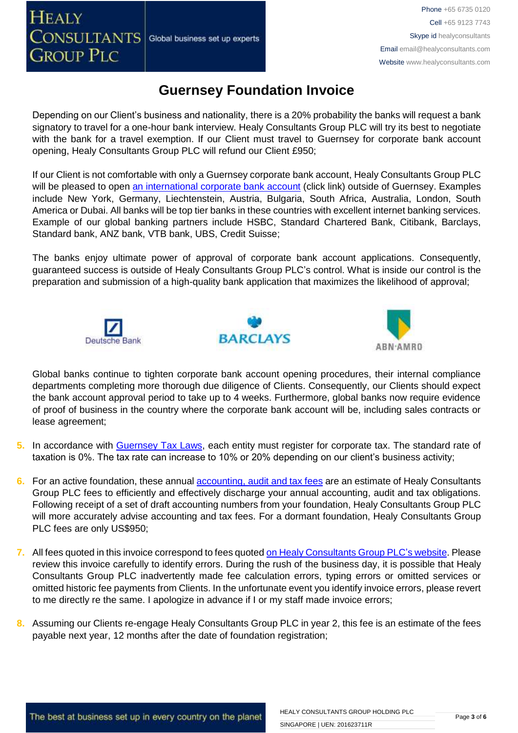# Guernsey Foundation Invoice

Depending on our Client's business and nationality, there is a 20% probability the banks will request a bank signatory to travel for a one-hour bank interview. Healy Consultants Group PLC will try its best to negotiate with the bank for a travel exemption. If our Client must travel to Guernsey for corporate bank account opening, Healy Consultants Group PLC will refund our Client £950;

If our Client is not comfortable with only a Guernsey corporate bank account, Healy Consultants Group PLC will be pleased to open an international corporate bank account (click link) outside of Guernsey. Examples include New York, Germany, Liechtenstein, Austria, Bulgaria, South Africa, Australia, London, South America or Dubai. All banks will be top tier banks in these countries with excellent internet banking services. Example of our global banking partners include HSBC, Standard Chartered Bank, Citibank, Barclays, Standard bank, ANZ bank, VTB bank, UBS, Credit Suisse;

The banks enjoy ultimate power of approval of corporate bank account applications. Consequently, guaranteed success is outside of Healy Consultants Group PLC's control. What is inside our control is the preparation and submission of a high-quality bank application that maximizes the likelihood of approval;

Global banks continue to tighten corporate bank account opening procedures, their internal compliance departments completing more thorough due diligence of Clients. Consequently, our Clients should expect the bank account approval period to take up to 4 weeks. Furthermore, global banks now require evidence of proof of business in the country where the corporate bank account will be, including sales contracts or lease agreement;

5. In accordance with Guernsey Tax Laws, each entity must register for corporate tax. The standard rate of taxation is 0%. The tax rate can increase to 10% or 20% depending on our client's business activity;

6. For an active foundation, these annual accounting, audit and tax fees are an estimate of Healy Consultants Group PLC fees to efficiently and effectively discharge your annual accounting, audit and tax obligations. Following receipt of a set of draft accounting numbers from your foundation, Healy Consultants Group PLC will more accurately advise accounting and tax fees. For a dormant foundation, Healy Consultants Group PLC fees are only US$950;

7. All fees quoted in this invoice correspond to fees quoted on Healy Consultants Group PLC's website. Please review this invoice carefully to identify errors. During the rush of the business day, it is possible that Healy Consultants Group PLC inadvertently made fee calculation errors, typing errors or omitted services or omitted historic fee payments from Clients. In the unfortunate event you identify invoice errors, please revert to me directly re the same. I apologize in advance if I or my staff made invoice errors;

8. Assuming our Clients re-engage Healy Consultants Group PLC in year 2, this fee is an estimate of the fees payable next year, 12 months after the date of foundation registration;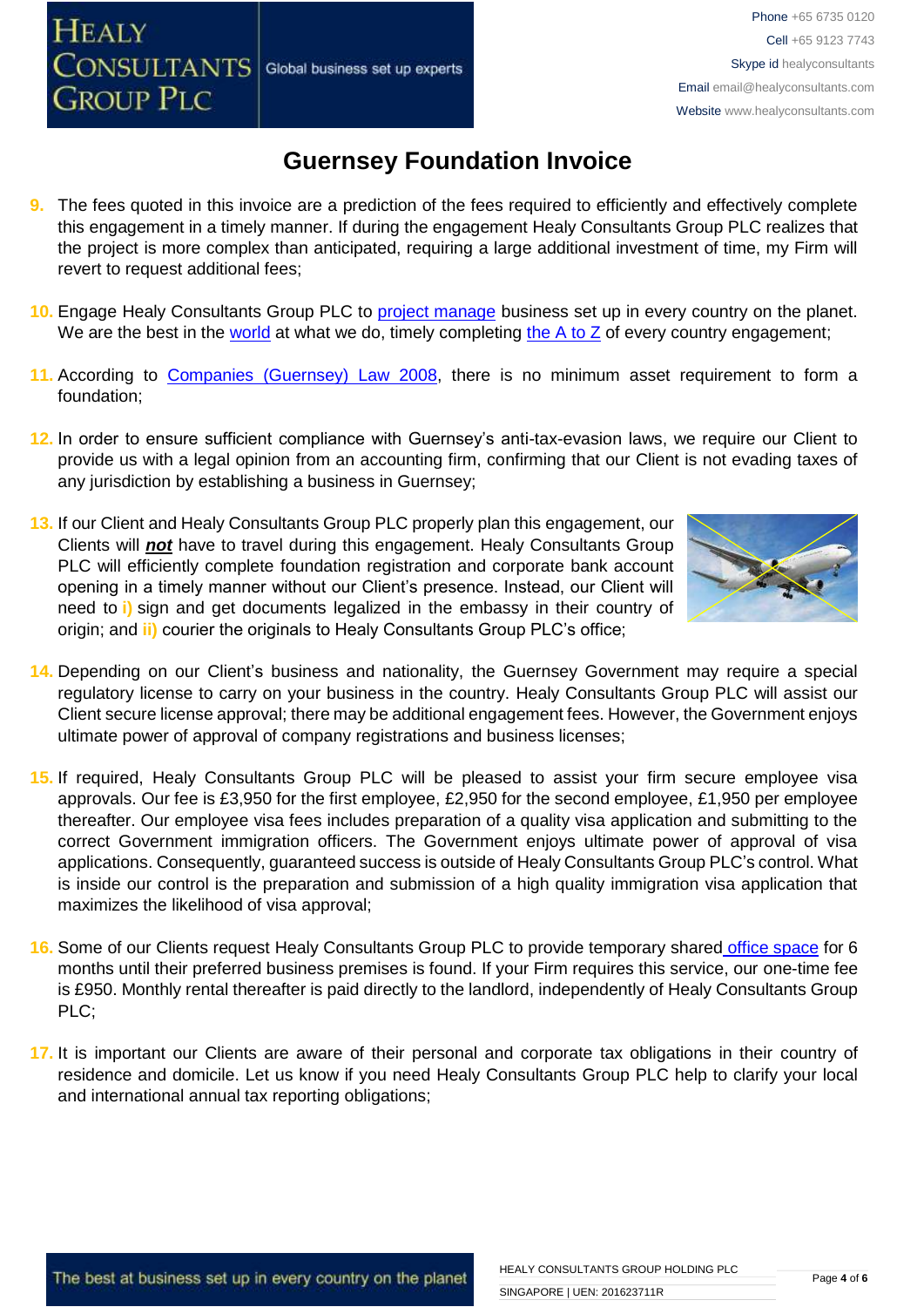# Guernsey Foundation Invoice

9. The fees quoted in this invoice are a prediction of the fees required to efficiently and effectively complete this engagement in a timely manner. If during the engagement Healy Consultants Group PLC realizes that the project is more complex than anticipated, requiring a large additional investment of time, my Firm will revert to request additional fees;

10. Engage Healy Consultants Group PLC to project manage business set up in every country on the planet. We are the best in the world at what we do, timely completing the A to Z of every country engagement;

11. According to Companies (Guernsey) Law 2008, there is no minimum asset requirement to form a foundation;

12. In order to ensure sufficient compliance with Guernsey's anti-tax-evasion laws, we require our Client to provide us with a legal opinion from an accounting firm, confirming that our Client is not evading taxes of any jurisdiction by establishing a business in Guernsey;

13. If our Client and Healy Consultants Group PLC properly plan this engagement, our Clients will ***not*** have to travel during this engagement. Healy Consultants Group PLC will efficiently complete foundation registration and corporate bank account opening in a timely manner without our Client's presence. Instead, our Client will need to **i)** sign and get documents legalized in the embassy in their country of origin; and **ii)** courier the originals to Healy Consultants Group PLC's office;

14. Depending on our Client's business and nationality, the Guernsey Government may require a special regulatory license to carry on your business in the country. Healy Consultants Group PLC will assist our Client secure license approval; there may be additional engagement fees. However, the Government enjoys ultimate power of approval of company registrations and business licenses;

15. If required, Healy Consultants Group PLC will be pleased to assist your firm secure employee visa approvals. Our fee is £3,950 for the first employee, £2,950 for the second employee, £1,950 per employee thereafter. Our employee visa fees includes preparation of a quality visa application and submitting to the correct Government immigration officers. The Government enjoys ultimate power of approval of visa applications. Consequently, guaranteed success is outside of Healy Consultants Group PLC's control. What is inside our control is the preparation and submission of a high quality immigration visa application that maximizes the likelihood of visa approval;

16. Some of our Clients request Healy Consultants Group PLC to provide temporary shared office space for 6 months until their preferred business premises is found. If your Firm requires this service, our one-time fee is £950. Monthly rental thereafter is paid directly to the landlord, independently of Healy Consultants Group PLC;

17. It is important our Clients are aware of their personal and corporate tax obligations in their country of residence and domicile. Let us know if you need Healy Consultants Group PLC help to clarify your local and international annual tax reporting obligations;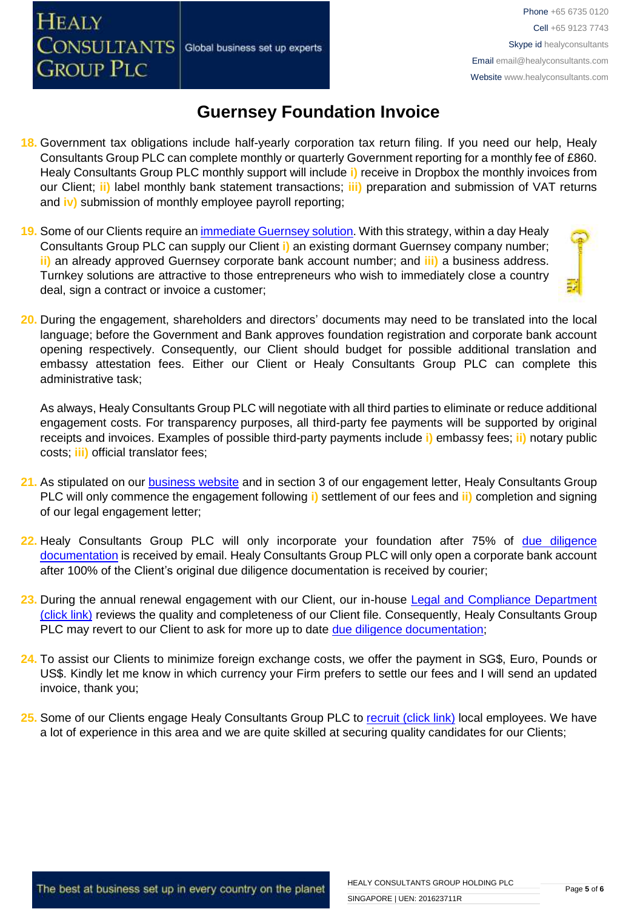# Guernsey Foundation Invoice

18. Government tax obligations include half-yearly corporation tax return filing. If you need our help, Healy Consultants Group PLC can complete monthly or quarterly Government reporting for a monthly fee of £860. Healy Consultants Group PLC monthly support will include **i)** receive in Dropbox the monthly invoices from our Client; **ii)** label monthly bank statement transactions; **iii)** preparation and submission of VAT returns and **iv)** submission of monthly employee payroll reporting;

19. Some of our Clients require an [immediate Guernsey solution](). With this strategy, within a day Healy Consultants Group PLC can supply our Client **i)** an existing dormant Guernsey company number; **ii)** an already approved Guernsey corporate bank account number; and **iii)** a business address. Turnkey solutions are attractive to those entrepreneurs who wish to immediately close a country deal, sign a contract or invoice a customer;

20. During the engagement, shareholders and directors' documents may need to be translated into the local language; before the Government and Bank approves foundation registration and corporate bank account opening respectively. Consequently, our Client should budget for possible additional translation and embassy attestation fees. Either our Client or Healy Consultants Group PLC can complete this administrative task;

    As always, Healy Consultants Group PLC will negotiate with all third parties to eliminate or reduce additional engagement costs. For transparency purposes, all third-party fee payments will be supported by original receipts and invoices. Examples of possible third-party payments include **i)** embassy fees; **ii)** notary public costs; **iii)** official translator fees;

21. As stipulated on our [business website]() and in section 3 of our engagement letter, Healy Consultants Group PLC will only commence the engagement following **i)** settlement of our fees and **ii)** completion and signing of our legal engagement letter;

22. Healy Consultants Group PLC will only incorporate your foundation after 75% of [due diligence documentation]() is received by email. Healy Consultants Group PLC will only open a corporate bank account after 100% of the Client's original due diligence documentation is received by courier;

23. During the annual renewal engagement with our Client, our in-house [Legal and Compliance Department (click link)]() reviews the quality and completeness of our Client file. Consequently, Healy Consultants Group PLC may revert to our Client to ask for more up to date [due diligence documentation]();

24. To assist our Clients to minimize foreign exchange costs, we offer the payment in SG$, Euro, Pounds or US$. Kindly let me know in which currency your Firm prefers to settle our fees and I will send an updated invoice, thank you;

25. Some of our Clients engage Healy Consultants Group PLC to [recruit (click link)]() local employees. We have a lot of experience in this area and we are quite skilled at securing quality candidates for our Clients;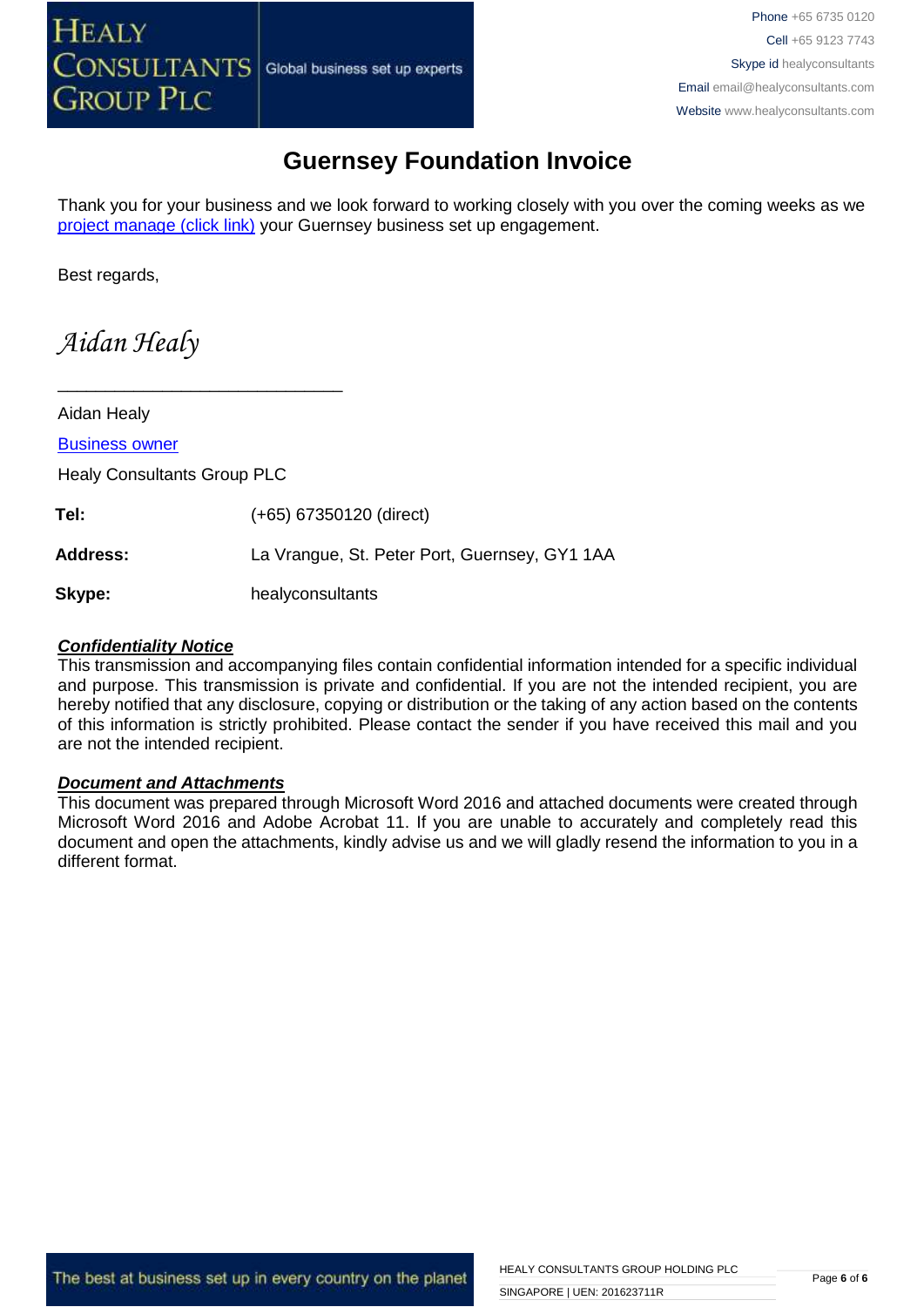# Guernsey Foundation Invoice

Thank you for your business and we look forward to working closely with you over the coming weeks as we project manage (click link) your Guernsey business set up engagement.

Best regards,

*Aidan Healy*

______________________________

Aidan Healy

Business owner

Healy Consultants Group PLC

| | |
|---|---|
| **Tel:** | (+65) 67350120 (direct) |
| **Address:** | La Vrangue, St. Peter Port, Guernsey, GY1 1AA |
| **Skype:** | healyconsultants |

***Confidentiality Notice***

This transmission and accompanying files contain confidential information intended for a specific individual and purpose. This transmission is private and confidential. If you are not the intended recipient, you are hereby notified that any disclosure, copying or distribution or the taking of any action based on the contents of this information is strictly prohibited. Please contact the sender if you have received this mail and you are not the intended recipient.

***Document and Attachments***

This document was prepared through Microsoft Word 2016 and attached documents were created through Microsoft Word 2016 and Adobe Acrobat 11. If you are unable to accurately and completely read this document and open the attachments, kindly advise us and we will gladly resend the information to you in a different format.